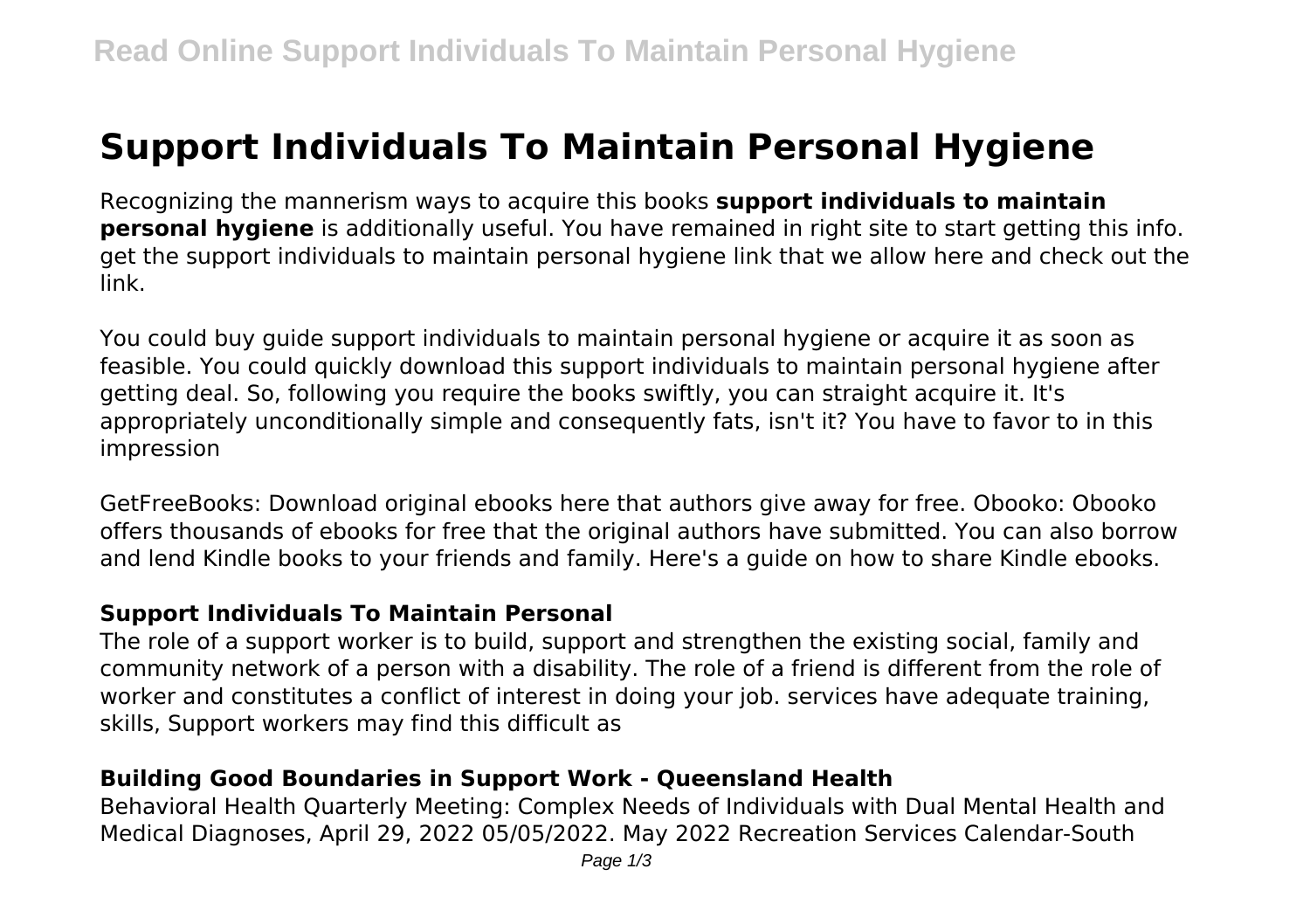# Support Individuals To Maintain Personal Hygiene

Recognizing the mannerism ways to acquire this books **support individuals to maintain personal hygiene** is additionally useful. You have remained in right site to start getting this info. get the support individuals to maintain personal hygiene link that we allow here and check out the link.

You could buy guide support individuals to maintain personal hygiene or acquire it as soon as feasible. You could quickly download this support individuals to maintain personal hygiene after getting deal. So, following you require the books swiftly, you can straight acquire it. It's appropriately unconditionally simple and consequently fats, isn't it? You have to favor to in this impression

GetFreeBooks: Download original ebooks here that authors give away for free. Obooko: Obooko offers thousands of ebooks for free that the original authors have submitted. You can also borrow and lend Kindle books to your friends and family. Here's a guide on how to share Kindle ebooks.

### Support Individuals To Maintain Personal

The role of a support worker is to build, support and strengthen the existing social, family and community network of a person with a disability. The role of a friend is different from the role of worker and constitutes a conflict of interest in doing your job. services have adequate training, skills, Support workers may find this difficult as

### Building Good Boundaries in Support Work - Queensland Health

Behavioral Health Quarterly Meeting: Complex Needs of Individuals with Dual Mental Health and Medical Diagnoses, April 29, 2022 05/05/2022. May 2022 Recreation Services Calendar-South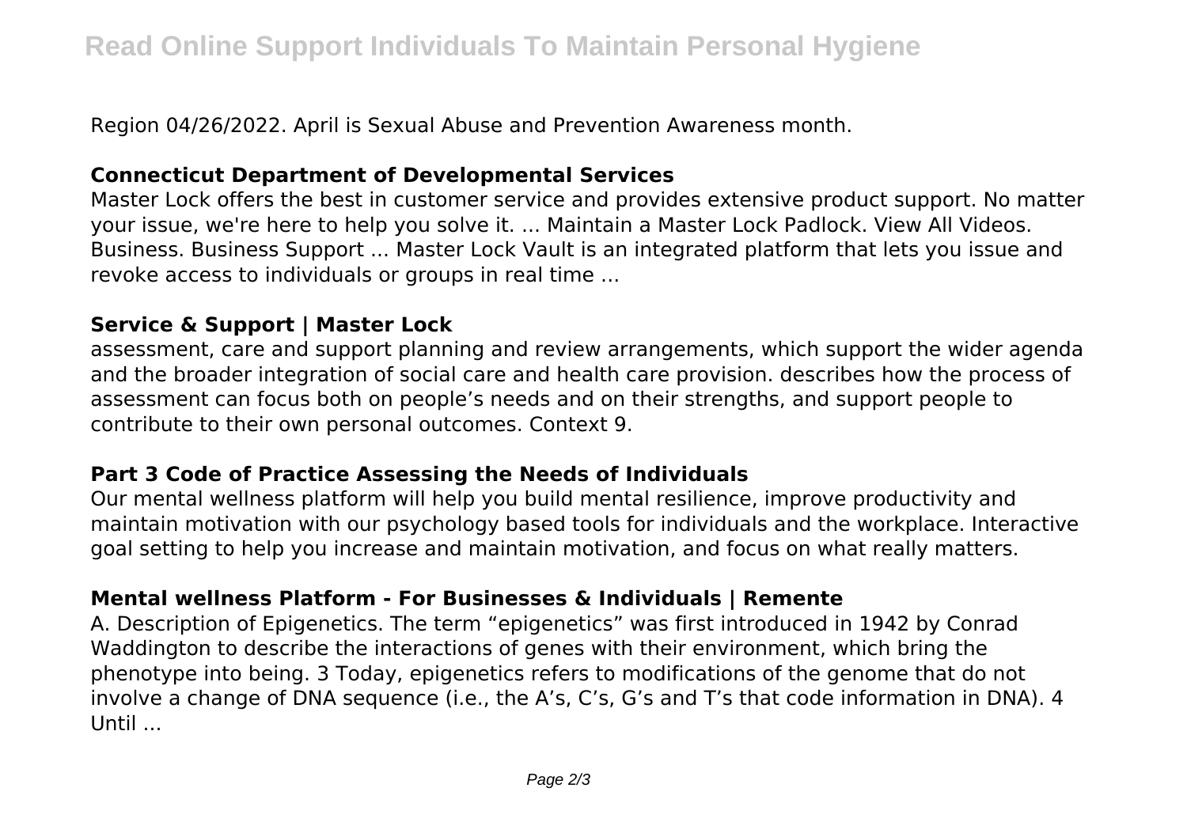Region 04/26/2022. April is Sexual Abuse and Prevention Awareness month.

### Connecticut Department of Developmental Services

Master Lock offers the best in customer service and provides extensive product support. No matter your issue, we're here to help you solve it. ... Maintain a Master Lock Padlock. View All Videos. Business. Business Support ... Master Lock Vault is an integrated platform that lets you issue and revoke access to individuals or groups in real time ...

### Service & Support | Master Lock

assessment, care and support planning and review arrangements, which support the wider agenda and the broader integration of social care and health care provision. describes how the process of assessment can focus both on people's needs and on their strengths, and support people to contribute to their own personal outcomes. Context 9.

### Part 3 Code of Practice Assessing the Needs of Individuals

Our mental wellness platform will help you build mental resilience, improve productivity and maintain motivation with our psychology based tools for individuals and the workplace. Interactive goal setting to help you increase and maintain motivation, and focus on what really matters.

### Mental wellness Platform - For Businesses & Individuals | Remente

A. Description of Epigenetics. The term "epigenetics" was first introduced in 1942 by Conrad Waddington to describe the interactions of genes with their environment, which bring the phenotype into being. 3 Today, epigenetics refers to modifications of the genome that do not involve a change of DNA sequence (i.e., the A's, C's, G's and T's that code information in DNA). 4 Until ...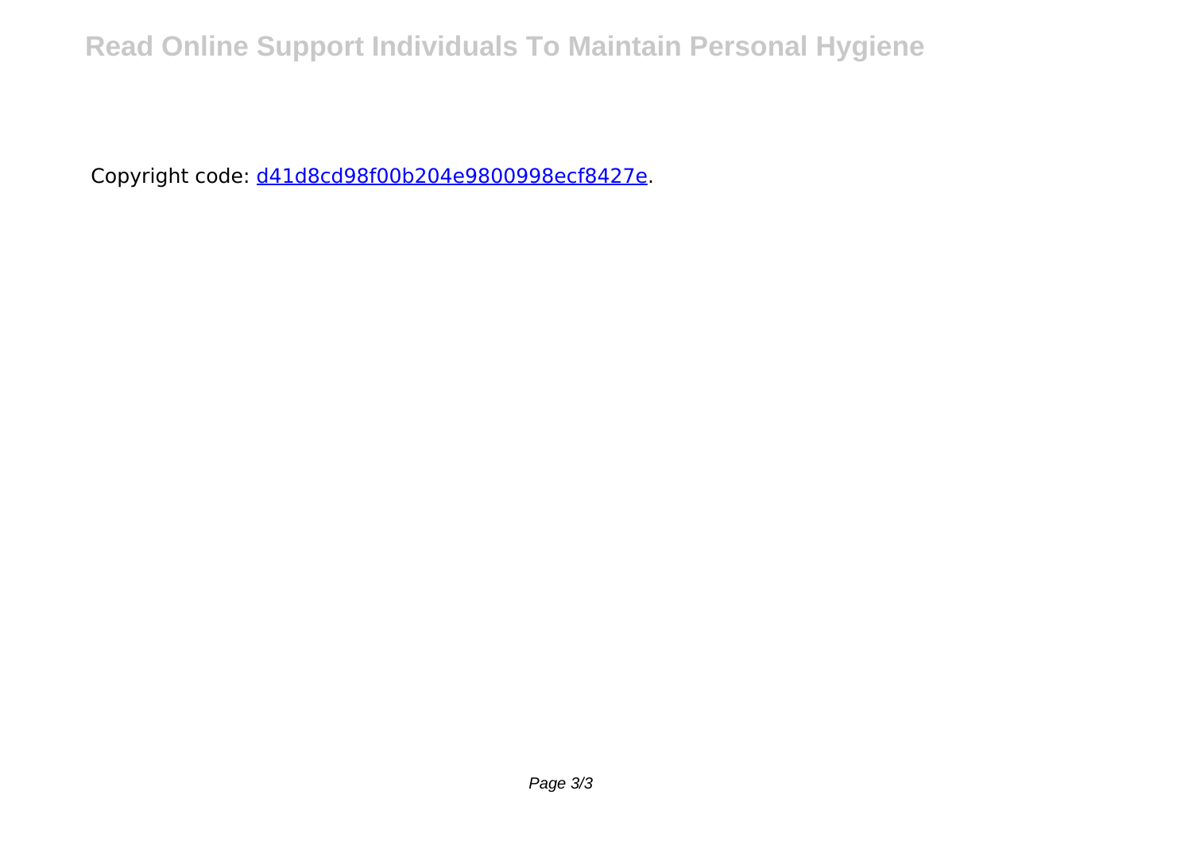Copyright code: [d41d8cd98f00b204e9800998ecf8427e](d41d8cd98f00b204e9800998ecf8427e).